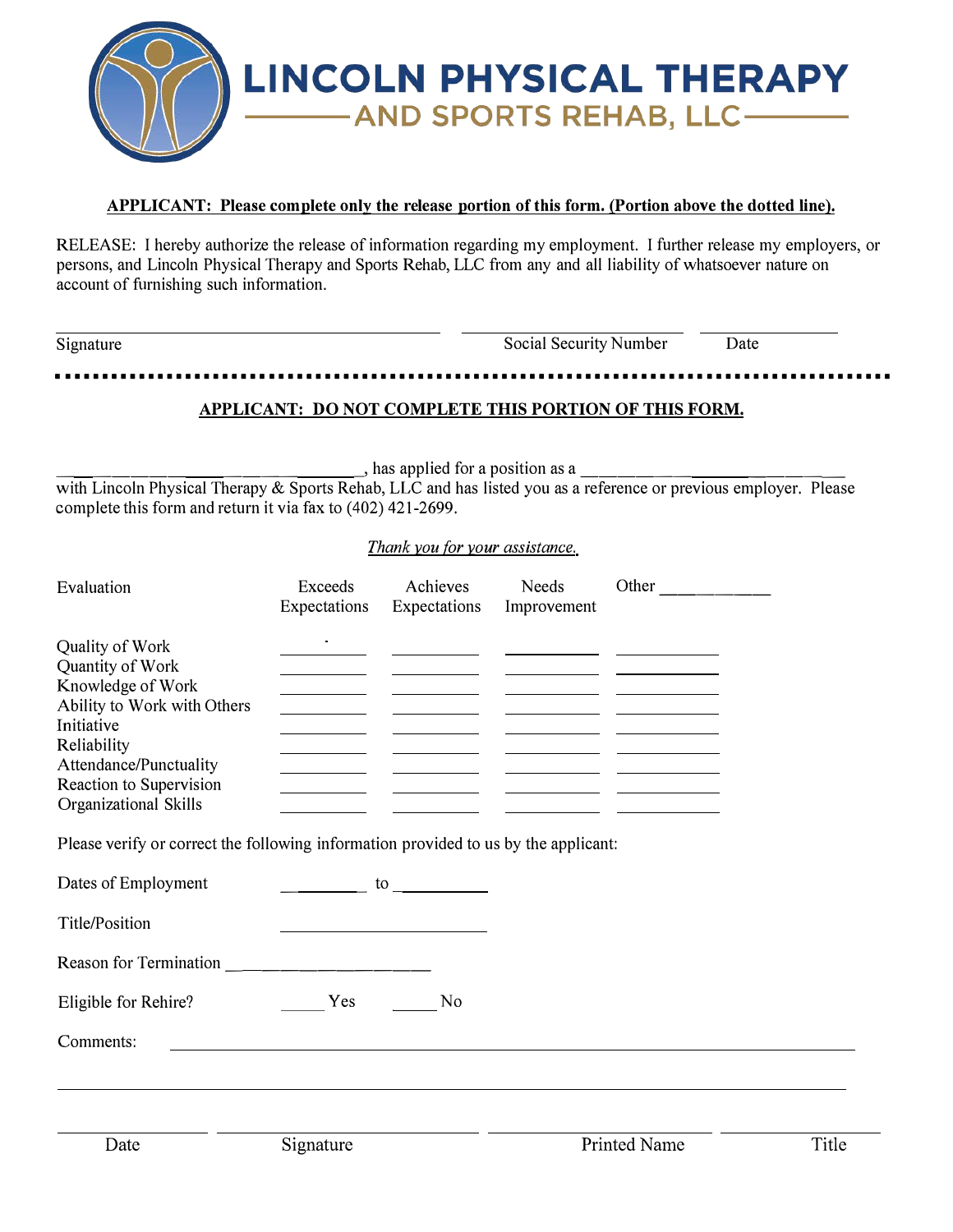# LINCOLN PHYSICAL THERAPY AND SPORTS REHAB, LLC

**APPLICANT: Please complete only the release portion of this form. (Portion above the dotted line).**

RELEASE: I hereby authorize the release of information regarding my employment. I further release my employers, or persons, and Lincoln Physical Therapy and Sports Rehab, LLC from any and all liability of whatsoever nature on account of furnishing such information.

Signature ______________________ Social Security Number ______________________ Date ______________

---

**APPLICANT: DO NOT COMPLETE THIS PORTION OF THIS FORM.**

______________________________, has applied for a position as a ______________________________ with Lincoln Physical Therapy & Sports Rehab, LLC and has listed you as a reference or previous employer. Please complete this form and return it via fax to (402) 421-2699.

*Thank you for your assistance.*

| Evaluation | Exceeds Expectations | Achieves Expectations | Needs Improvement | Other ________ |
|---|---|---|---|---|
| Quality of Work | | | | |
| Quantity of Work | | | | |
| Knowledge of Work | | | | |
| Ability to Work with Others | | | | |
| Initiative | | | | |
| Reliability | | | | |
| Attendance/Punctuality | | | | |
| Reaction to Supervision | | | | |
| Organizational Skills | | | | |

Please verify or correct the following information provided to us by the applicant:

Dates of Employment __________ to __________

Title/Position ______________________

Reason for Termination ______________________

Eligible for Rehire? _____ Yes _____ No

Comments: ______________________________________________________________

______________________________________________________________

Date ______________ Signature ______________________ Printed Name ______________________ Title ______________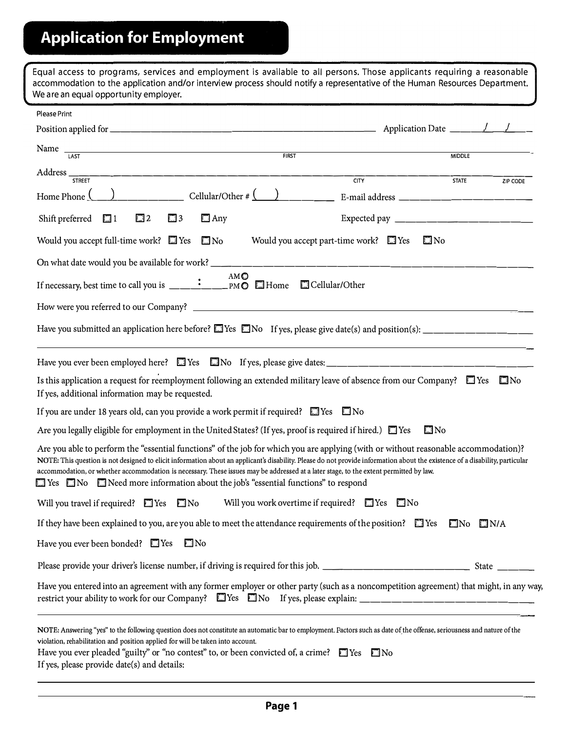# Application for Employment

Equal access to programs, services and employment is available to all persons. Those applicants requiring a reasonable accommodation to the application and/or interview process should notify a representative of the Human Resources Department. We are an equal opportunity employer.

Please Print

Position applied for ______________________________ Application Date ____/____/____

Name ______________________________
LAST FIRST MIDDLE

Address ______________________________
STREET CITY STATE ZIP CODE

Home Phone (    ) __________ Cellular/Other # (    ) __________ E-mail address __________

Shift preferred ☐ 1 ☐ 2 ☐ 3 ☐ Any Expected pay __________

Would you accept full-time work? ☐ Yes ☐ No Would you accept part-time work? ☐ Yes ☐ No

On what date would you be available for work? __________

If necessary, best time to call you is ____:____ AM ○ PM ○ ☐ Home ☐ Cellular/Other

How were you referred to our Company? __________

Have you submitted an application here before? ☐ Yes ☐ No If yes, please give date(s) and position(s): __________

Have you ever been employed here? ☐ Yes ☐ No If yes, please give dates: __________

Is this application a request for reemployment following an extended military leave of absence from our Company? ☐ Yes ☐ No
If yes, additional information may be requested.

If you are under 18 years old, can you provide a work permit if required? ☐ Yes ☐ No

Are you legally eligible for employment in the United States? (If yes, proof is required if hired.) ☐ Yes ☐ No

Are you able to perform the "essential functions" of the job for which you are applying (with or without reasonable accommodation)?
NOTE: This question is not designed to elicit information about an applicant's disability. Please do not provide information about the existence of a disability, particular accommodation, or whether accommodation is necessary. These issues may be addressed at a later stage, to the extent permitted by law.
☐ Yes ☐ No ☐ Need more information about the job's "essential functions" to respond

Will you travel if required? ☐ Yes ☐ No Will you work overtime if required? ☐ Yes ☐ No

If they have been explained to you, are you able to meet the attendance requirements of the position? ☐ Yes ☐ No ☐ N/A

Have you ever been bonded? ☐ Yes ☐ No

Please provide your driver's license number, if driving is required for this job. __________ State ______

Have you entered into an agreement with any former employer or other party (such as a noncompetition agreement) that might, in any way, restrict your ability to work for our Company? ☐ Yes ☐ No If yes, please explain: __________

NOTE: Answering "yes" to the following question does not constitute an automatic bar to employment. Factors such as date of the offense, seriousness and nature of the violation, rehabilitation and position applied for will be taken into account.
Have you ever pleaded "guilty" or "no contest" to, or been convicted of, a crime? ☐ Yes ☐ No
If yes, please provide date(s) and details: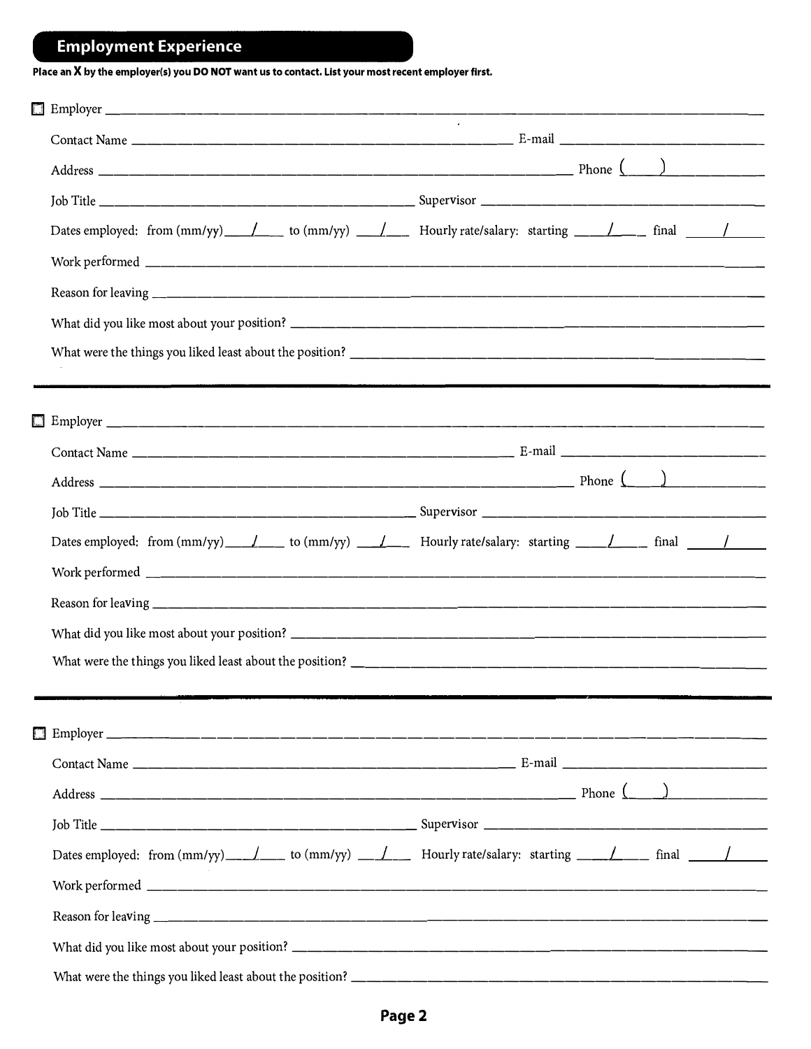## Employment Experience

**Place an X by the employer(s) you DO NOT want us to contact. List your most recent employer first.**

☐ Employer ______________________________________________

Contact Name ______________________________ E-mail ______________________

Address ______________________________________ Phone (____) ______________

Job Title ______________________________ Supervisor ______________________

Dates employed: from (mm/yy) ____/____ to (mm/yy) ____/____ Hourly rate/salary: starting ____/____ final ____/____

Work performed ______________________________________________

Reason for leaving ______________________________________________

What did you like most about your position? ______________________________

What were the things you liked least about the position? ______________________

---

☐ Employer ______________________________________________

Contact Name ______________________________ E-mail ______________________

Address ______________________________________ Phone (____) ______________

Job Title ______________________________ Supervisor ______________________

Dates employed: from (mm/yy) ____/____ to (mm/yy) ____/____ Hourly rate/salary: starting ____/____ final ____/____

Work performed ______________________________________________

Reason for leaving ______________________________________________

What did you like most about your position? ______________________________

What were the things you liked least about the position? ______________________

---

☐ Employer ______________________________________________

Contact Name ______________________________ E-mail ______________________

Address ______________________________________ Phone (____) ______________

Job Title ______________________________ Supervisor ______________________

Dates employed: from (mm/yy) ____/____ to (mm/yy) ____/____ Hourly rate/salary: starting ____/____ final ____/____

Work performed ______________________________________________

Reason for leaving ______________________________________________

What did you like most about your position? ______________________________

What were the things you liked least about the position? ______________________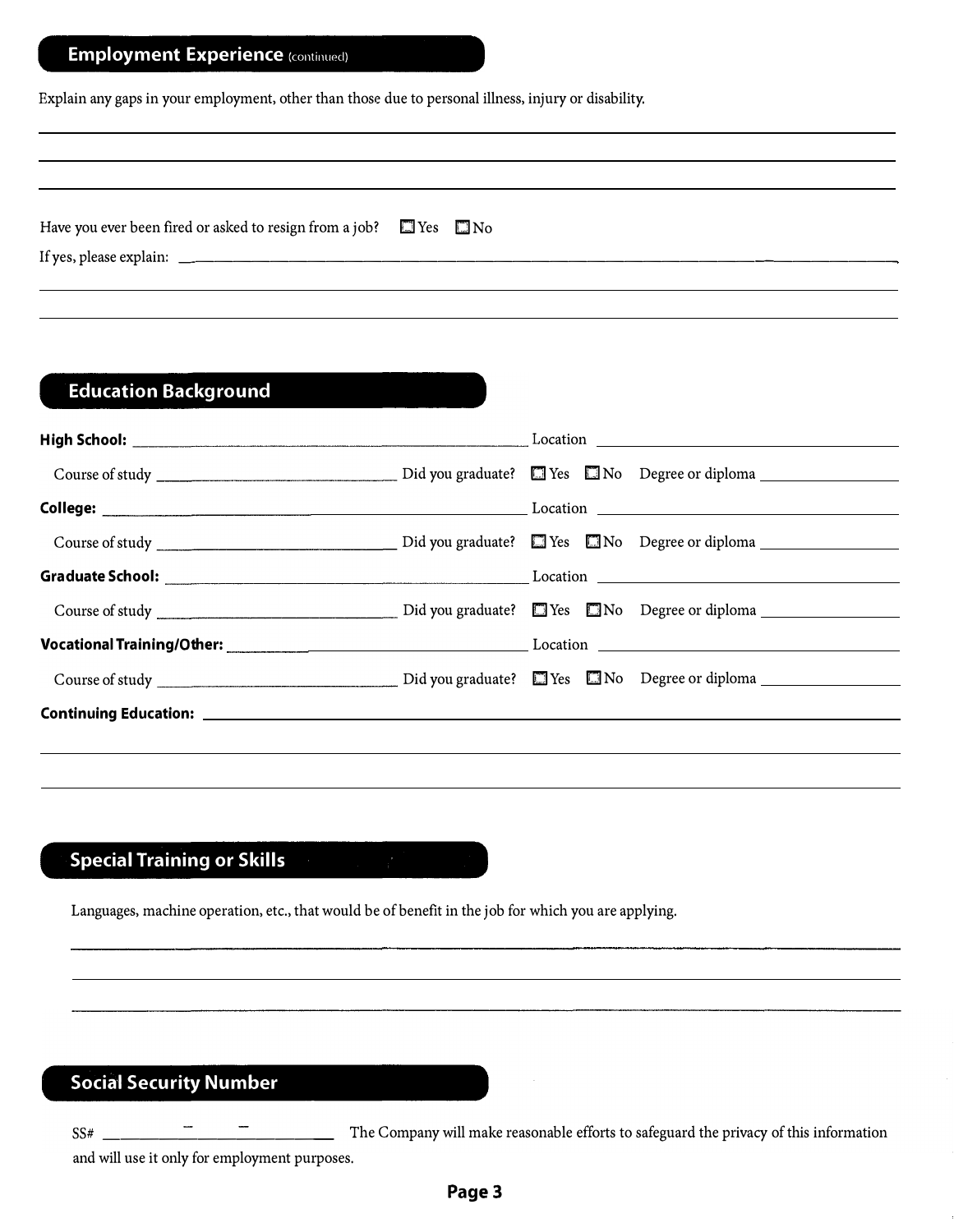## Employment Experience (continued)

Explain any gaps in your employment, other than those due to personal illness, injury or disability.

______________________________________________________________________

______________________________________________________________________

______________________________________________________________________

Have you ever been fired or asked to resign from a job? ☐ Yes ☐ No

If yes, please explain: ______________________________________________________________________

______________________________________________________________________

______________________________________________________________________

## Education Background

**High School:** ______________________________ Location ______________________________

Course of study ______________________________ Did you graduate? ☐ Yes ☐ No Degree or diploma ______________

**College:** ______________________________ Location ______________________________

Course of study ______________________________ Did you graduate? ☐ Yes ☐ No Degree or diploma ______________

**Graduate School:** ______________________________ Location ______________________________

Course of study ______________________________ Did you graduate? ☐ Yes ☐ No Degree or diploma ______________

**Vocational Training/Other:** ______________________________ Location ______________________________

Course of study ______________________________ Did you graduate? ☐ Yes ☐ No Degree or diploma ______________

**Continuing Education:** ______________________________________________________________________

______________________________________________________________________

______________________________________________________________________

## Special Training or Skills

Languages, machine operation, etc., that would be of benefit in the job for which you are applying.

______________________________________________________________________

______________________________________________________________________

______________________________________________________________________

## Social Security Number

SS# ______ - ______ - ______ The Company will make reasonable efforts to safeguard the privacy of this information and will use it only for employment purposes.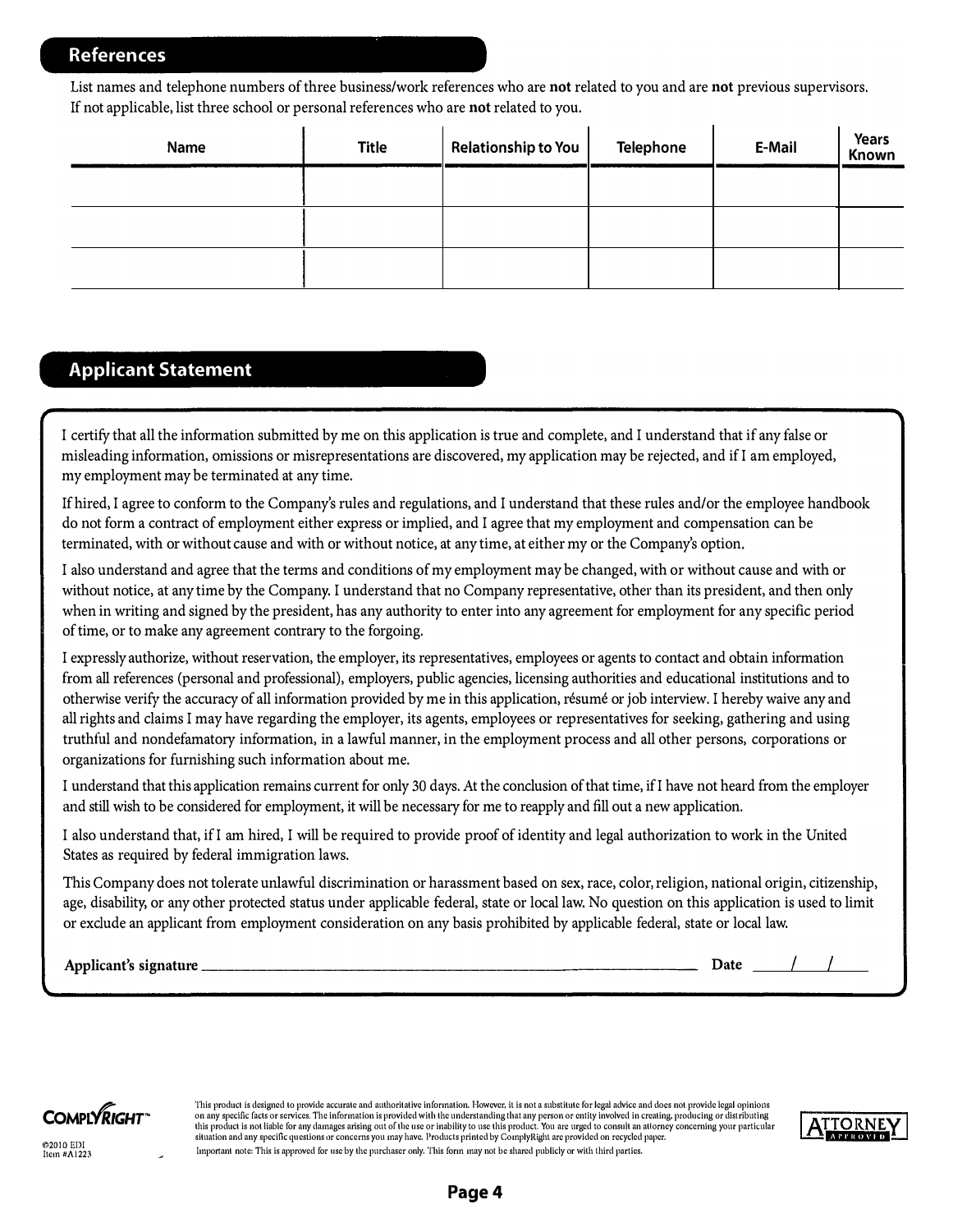## References

List names and telephone numbers of three business/work references who are **not** related to you and are **not** previous supervisors. If not applicable, list three school or personal references who are **not** related to you.

| Name | Title | Relationship to You | Telephone | E-Mail | Years Known |
|---|---|---|---|---|---|
| | | | | | |
| | | | | | |
| | | | | | |

## Applicant Statement

I certify that all the information submitted by me on this application is true and complete, and I understand that if any false or misleading information, omissions or misrepresentations are discovered, my application may be rejected, and if I am employed, my employment may be terminated at any time.

If hired, I agree to conform to the Company's rules and regulations, and I understand that these rules and/or the employee handbook do not form a contract of employment either express or implied, and I agree that my employment and compensation can be terminated, with or without cause and with or without notice, at any time, at either my or the Company's option.

I also understand and agree that the terms and conditions of my employment may be changed, with or without cause and with or without notice, at any time by the Company. I understand that no Company representative, other than its president, and then only when in writing and signed by the president, has any authority to enter into any agreement for employment for any specific period of time, or to make any agreement contrary to the forgoing.

I expressly authorize, without reservation, the employer, its representatives, employees or agents to contact and obtain information from all references (personal and professional), employers, public agencies, licensing authorities and educational institutions and to otherwise verify the accuracy of all information provided by me in this application, résumé or job interview. I hereby waive any and all rights and claims I may have regarding the employer, its agents, employees or representatives for seeking, gathering and using truthful and nondefamatory information, in a lawful manner, in the employment process and all other persons, corporations or organizations for furnishing such information about me.

I understand that this application remains current for only 30 days. At the conclusion of that time, if I have not heard from the employer and still wish to be considered for employment, it will be necessary for me to reapply and fill out a new application.

I also understand that, if I am hired, I will be required to provide proof of identity and legal authorization to work in the United States as required by federal immigration laws.

This Company does not tolerate unlawful discrimination or harassment based on sex, race, color, religion, national origin, citizenship, age, disability, or any other protected status under applicable federal, state or local law. No question on this application is used to limit or exclude an applicant from employment consideration on any basis prohibited by applicable federal, state or local law.

**Applicant's signature** ______________________________ **Date** ____/____/____

ComplyRight™

©2010 EDI
Item #A1223

This product is designed to provide accurate and authoritative information. However, it is not a substitute for legal advice and does not provide legal opinions on any specific facts or services. The information is provided with the understanding that any person or entity involved in creating, producing or distributing this product is not liable for any damages arising out of the use or inability to use this product. You are urged to consult an attorney concerning your particular situation and any specific questions or concerns you may have. Products printed by ComplyRight are provided on recycled paper.

Important note: This is approved for use by the purchaser only. This form may not be shared publicly or with third parties.

ATTORNEY APPROVED